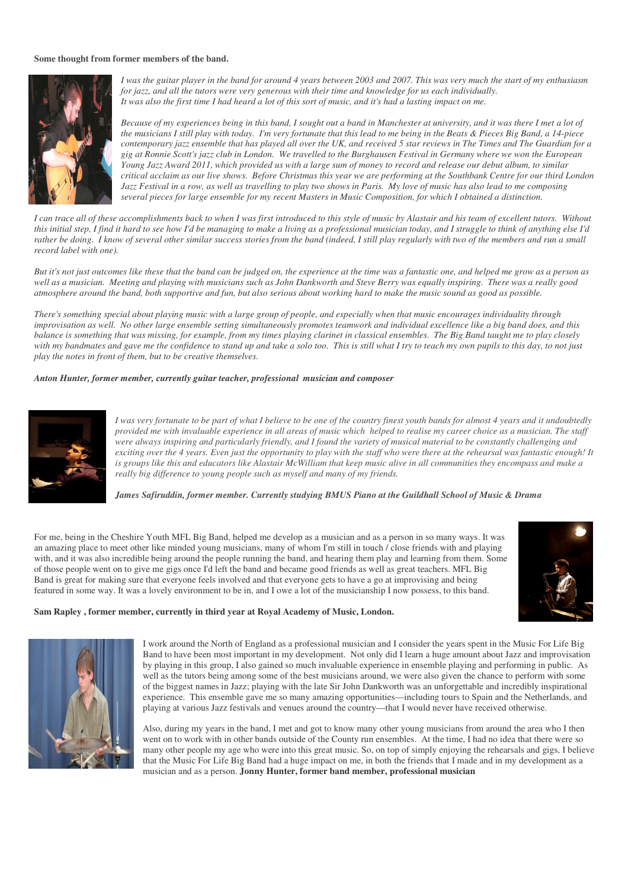**Some thought from former members of the band.**

*I was the guitar player in the band for around 4 years between 2003 and 2007. This was very much the start of my enthusiasm for jazz, and all the tutors were very generous with their time and knowledge for us each individually. It was also the first time I had heard a lot of this sort of music, and it's had a lasting impact on me.*

*Because of my experiences being in this band, I sought out a band in Manchester at university, and it was there I met a lot of the musicians I still play with today. I'm very fortunate that this lead to me being in the Beats & Pieces Big Band, a 14-piece contemporary jazz ensemble that has played all over the UK, and received 5 star reviews in The Times and The Guardian for a gig at Ronnie Scott's jazz club in London. We travelled to the Burghausen Festival in Germany where we won the European Young Jazz Award 2011, which provided us with a large sum of money to record and release our debut album, to similar critical acclaim as our live shows. Before Christmas this year we are performing at the Southbank Centre for our third London Jazz Festival in a row, as well as travelling to play two shows in Paris. My love of music has also lead to me composing several pieces for large ensemble for my recent Masters in Music Composition, for which I obtained a distinction.*

*I can trace all of these accomplishments back to when I was first introduced to this style of music by Alastair and his team of excellent tutors. Without this initial step, I find it hard to see how I'd be managing to make a living as a professional musician today, and I struggle to think of anything else I'd rather be doing. I know of several other similar success stories from the band (indeed, I still play regularly with two of the members and run a small record label with one).*

*But it's not just outcomes like these that the band can be judged on, the experience at the time was a fantastic one, and helped me grow as a person as well as a musician. Meeting and playing with musicians such as John Dankworth and Steve Berry was equally inspiring. There was a really good atmosphere around the band, both supportive and fun, but also serious about working hard to make the music sound as good as possible.*

*There's something special about playing music with a large group of people, and especially when that music encourages individuality through improvisation as well. No other large ensemble setting simultaneously promotes teamwork and individual excellence like a big band does, and this balance is something that was missing, for example, from my times playing clarinet in classical ensembles. The Big Band taught me to play closely with my bandmates and gave me the confidence to stand up and take a solo too. This is still what I try to teach my own pupils to this day, to not just play the notes in front of them, but to be creative themselves.*

***Anton Hunter, former member, currently guitar teacher, professional musician and composer***

*I was very fortunate to be part of what I believe to be one of the country finest youth bands for almost 4 years and it undoubtedly provided me with invaluable experience in all areas of music which helped to realise my career choice as a musician. The staff were always inspiring and particularly friendly, and I found the variety of musical material to be constantly challenging and exciting over the 4 years. Even just the opportunity to play with the staff who were there at the rehearsal was fantastic enough! It is groups like this and educators like Alastair McWilliam that keep music alive in all communities they encompass and make a really big difference to young people such as myself and many of my friends.*

***James Safiruddin, former member. Currently studying BMUS Piano at the Guildhall School of Music & Drama***

For me, being in the Cheshire Youth MFL Big Band, helped me develop as a musician and as a person in so many ways. It was an amazing place to meet other like minded young musicians, many of whom I'm still in touch / close friends with and playing with, and it was also incredible being around the people running the band, and hearing them play and learning from them. Some of those people went on to give me gigs once I'd left the band and became good friends as well as great teachers. MFL Big Band is great for making sure that everyone feels involved and that everyone gets to have a go at improvising and being featured in some way. It was a lovely environment to be in, and I owe a lot of the musicianship I now possess, to this band.

**Sam Rapley , former member, currently in third year at Royal Academy of Music, London.**

I work around the North of England as a professional musician and I consider the years spent in the Music For Life Big Band to have been most important in my development. Not only did I learn a huge amount about Jazz and improvisation by playing in this group, I also gained so much invaluable experience in ensemble playing and performing in public. As well as the tutors being among some of the best musicians around, we were also given the chance to perform with some of the biggest names in Jazz; playing with the late Sir John Dankworth was an unforgettable and incredibly inspirational experience. This ensemble gave me so many amazing opportunities—including tours to Spain and the Netherlands, and playing at various Jazz festivals and venues around the country—that I would never have received otherwise.

Also, during my years in the band, I met and got to know many other young musicians from around the area who I then went on to work with in other bands outside of the County run ensembles. At the time, I had no idea that there were so many other people my age who were into this great music. So, on top of simply enjoying the rehearsals and gigs, I believe that the Music For Life Big Band had a huge impact on me, in both the friends that I made and in my development as a musician and as a person. **Jonny Hunter, former band member, professional musician**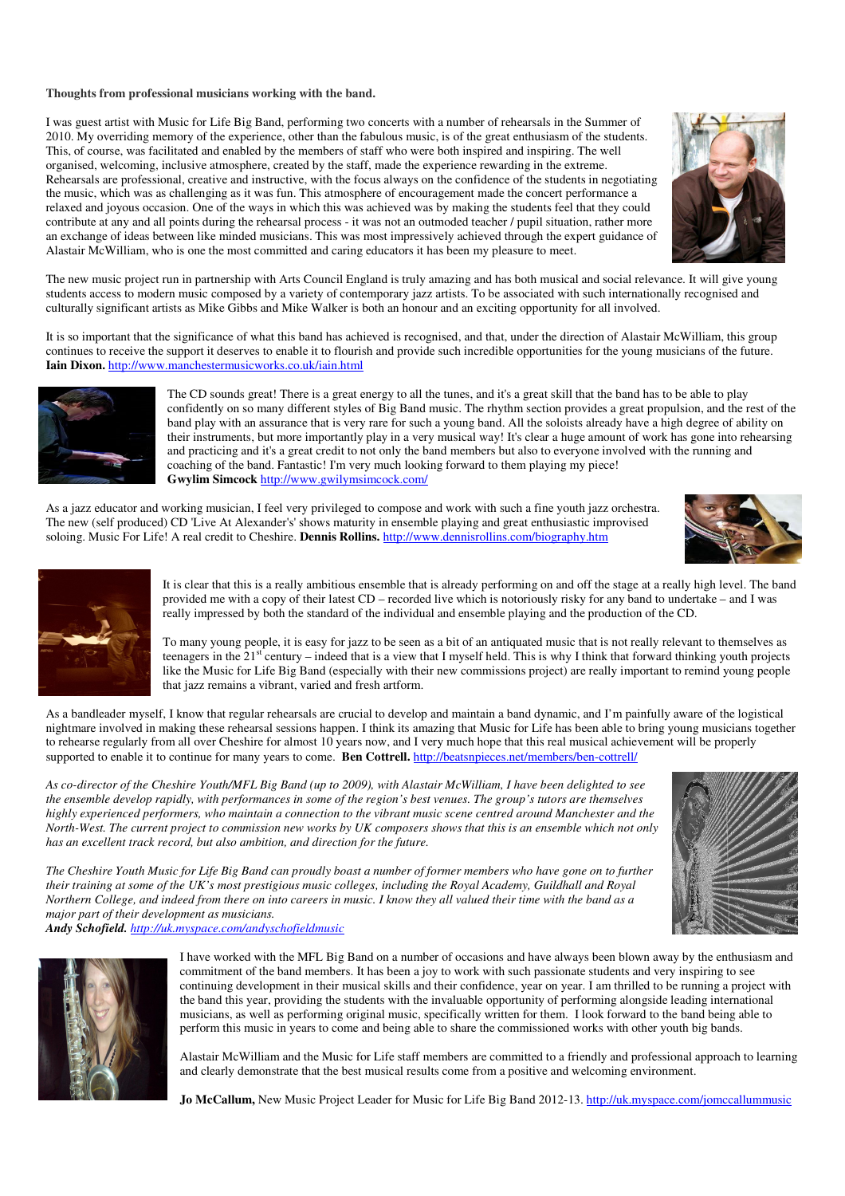**Thoughts from professional musicians working with the band.**

I was guest artist with Music for Life Big Band, performing two concerts with a number of rehearsals in the Summer of 2010. My overriding memory of the experience, other than the fabulous music, is of the great enthusiasm of the students. This, of course, was facilitated and enabled by the members of staff who were both inspired and inspiring. The well organised, welcoming, inclusive atmosphere, created by the staff, made the experience rewarding in the extreme. Rehearsals are professional, creative and instructive, with the focus always on the confidence of the students in negotiating the music, which was as challenging as it was fun. This atmosphere of encouragement made the concert performance a relaxed and joyous occasion. One of the ways in which this was achieved was by making the students feel that they could contribute at any and all points during the rehearsal process - it was not an outmoded teacher / pupil situation, rather more an exchange of ideas between like minded musicians. This was most impressively achieved through the expert guidance of Alastair McWilliam, who is one the most committed and caring educators it has been my pleasure to meet.

The new music project run in partnership with Arts Council England is truly amazing and has both musical and social relevance. It will give young students access to modern music composed by a variety of contemporary jazz artists. To be associated with such internationally recognised and culturally significant artists as Mike Gibbs and Mike Walker is both an honour and an exciting opportunity for all involved.

It is so important that the significance of what this band has achieved is recognised, and that, under the direction of Alastair McWilliam, this group continues to receive the support it deserves to enable it to flourish and provide such incredible opportunities for the young musicians of the future. **Iain Dixon.** http://www.manchestermusicworks.co.uk/iain.html

The CD sounds great! There is a great energy to all the tunes, and it's a great skill that the band has to be able to play confidently on so many different styles of Big Band music. The rhythm section provides a great propulsion, and the rest of the band play with an assurance that is very rare for such a young band. All the soloists already have a high degree of ability on their instruments, but more importantly play in a very musical way! It's clear a huge amount of work has gone into rehearsing and practicing and it's a great credit to not only the band members but also to everyone involved with the running and coaching of the band. Fantastic! I'm very much looking forward to them playing my piece! **Gwylim Simcock** http://www.gwilymsimcock.com/

As a jazz educator and working musician, I feel very privileged to compose and work with such a fine youth jazz orchestra. The new (self produced) CD 'Live At Alexander's' shows maturity in ensemble playing and great enthusiastic improvised soloing. Music For Life! A real credit to Cheshire. **Dennis Rollins.** http://www.dennisrollins.com/biography.htm

It is clear that this is a really ambitious ensemble that is already performing on and off the stage at a really high level. The band provided me with a copy of their latest CD – recorded live which is notoriously risky for any band to undertake – and I was really impressed by both the standard of the individual and ensemble playing and the production of the CD.

To many young people, it is easy for jazz to be seen as a bit of an antiquated music that is not really relevant to themselves as teenagers in the 21st century – indeed that is a view that I myself held. This is why I think that forward thinking youth projects like the Music for Life Big Band (especially with their new commissions project) are really important to remind young people that jazz remains a vibrant, varied and fresh artform.

As a bandleader myself, I know that regular rehearsals are crucial to develop and maintain a band dynamic, and I'm painfully aware of the logistical nightmare involved in making these rehearsal sessions happen. I think its amazing that Music for Life has been able to bring young musicians together to rehearse regularly from all over Cheshire for almost 10 years now, and I very much hope that this real musical achievement will be properly supported to enable it to continue for many years to come. **Ben Cottrell.** http://beatsnpieces.net/members/ben-cottrell/

*As co-director of the Cheshire Youth/MFL Big Band (up to 2009), with Alastair McWilliam, I have been delighted to see the ensemble develop rapidly, with performances in some of the region's best venues. The group's tutors are themselves highly experienced performers, who maintain a connection to the vibrant music scene centred around Manchester and the North-West. The current project to commission new works by UK composers shows that this is an ensemble which not only has an excellent track record, but also ambition, and direction for the future.*

*The Cheshire Youth Music for Life Big Band can proudly boast a number of former members who have gone on to further their training at some of the UK's most prestigious music colleges, including the Royal Academy, Guildhall and Royal Northern College, and indeed from there on into careers in music. I know they all valued their time with the band as a major part of their development as musicians.*
***Andy Schofield.*** *http://uk.myspace.com/andyschofieldmusic*

I have worked with the MFL Big Band on a number of occasions and have always been blown away by the enthusiasm and commitment of the band members. It has been a joy to work with such passionate students and very inspiring to see continuing development in their musical skills and their confidence, year on year. I am thrilled to be running a project with the band this year, providing the students with the invaluable opportunity of performing alongside leading international musicians, as well as performing original music, specifically written for them. I look forward to the band being able to perform this music in years to come and being able to share the commissioned works with other youth big bands.

Alastair McWilliam and the Music for Life staff members are committed to a friendly and professional approach to learning and clearly demonstrate that the best musical results come from a positive and welcoming environment.

**Jo McCallum,** New Music Project Leader for Music for Life Big Band 2012-13. http://uk.myspace.com/jomccallummusic